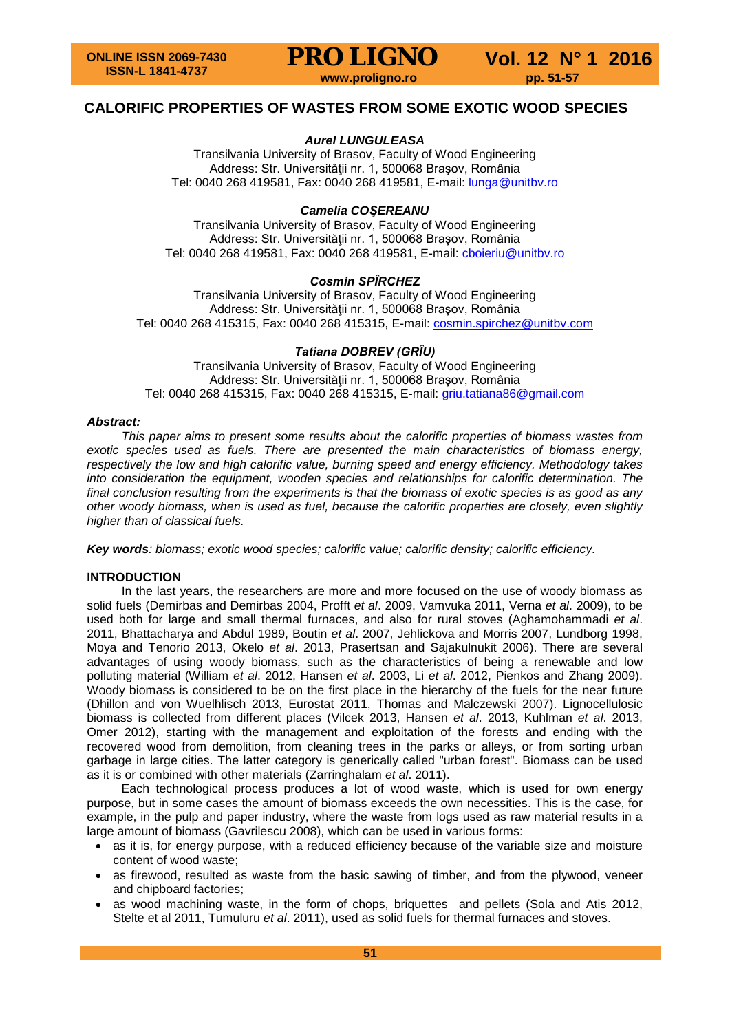# CALORIFIC PROPERTIES OF WASTES FROM SOME EXOTIC WOOD SPECIES

***Aurel LUNGULEASA***
Transilvania University of Brasov, Faculty of Wood Engineering
Address: Str. Universităţii nr. 1, 500068 Braşov, România
Tel: 0040 268 419581, Fax: 0040 268 419581, E-mail: lunga@unitbv.ro

***Camelia COŞEREANU***
Transilvania University of Brasov, Faculty of Wood Engineering
Address: Str. Universităţii nr. 1, 500068 Braşov, România
Tel: 0040 268 419581, Fax: 0040 268 419581, E-mail: cboieriu@unitbv.ro

***Cosmin SPÎRCHEZ***
Transilvania University of Brasov, Faculty of Wood Engineering
Address: Str. Universităţii nr. 1, 500068 Braşov, România
Tel: 0040 268 415315, Fax: 0040 268 415315, E-mail: cosmin.spirchez@unitbv.com

***Tatiana DOBREV (GRÎU)***
Transilvania University of Brasov, Faculty of Wood Engineering
Address: Str. Universităţii nr. 1, 500068 Braşov, România
Tel: 0040 268 415315, Fax: 0040 268 415315, E-mail: griu.tatiana86@gmail.com

***Abstract:***

*This paper aims to present some results about the calorific properties of biomass wastes from exotic species used as fuels. There are presented the main characteristics of biomass energy, respectively the low and high calorific value, burning speed and energy efficiency. Methodology takes into consideration the equipment, wooden species and relationships for calorific determination. The final conclusion resulting from the experiments is that the biomass of exotic species is as good as any other woody biomass, when is used as fuel, because the calorific properties are closely, even slightly higher than of classical fuels.*

***Key words****: biomass; exotic wood species; calorific value; calorific density; calorific efficiency.*

## INTRODUCTION

In the last years, the researchers are more and more focused on the use of woody biomass as solid fuels (Demirbas and Demirbas 2004, Profft *et al*. 2009, Vamvuka 2011, Verna *et al*. 2009), to be used both for large and small thermal furnaces, and also for rural stoves (Aghamohammadi *et al*. 2011, Bhattacharya and Abdul 1989, Boutin *et al*. 2007, Jehlickova and Morris 2007, Lundborg 1998, Moya and Tenorio 2013, Okelo *et al*. 2013, Prasertsan and Sajakulnukit 2006). There are several advantages of using woody biomass, such as the characteristics of being a renewable and low polluting material (William *et al*. 2012, Hansen *et al*. 2003, Li *et al*. 2012, Pienkos and Zhang 2009). Woody biomass is considered to be on the first place in the hierarchy of the fuels for the near future (Dhillon and von Wuelhlisch 2013, Eurostat 2011, Thomas and Malczewski 2007). Lignocellulosic biomass is collected from different places (Vilcek 2013, Hansen *et al*. 2013, Kuhlman *et al*. 2013, Omer 2012), starting with the management and exploitation of the forests and ending with the recovered wood from demolition, from cleaning trees in the parks or alleys, or from sorting urban garbage in large cities. The latter category is generically called "urban forest". Biomass can be used as it is or combined with other materials (Zarringhalam *et al*. 2011).

Each technological process produces a lot of wood waste, which is used for own energy purpose, but in some cases the amount of biomass exceeds the own necessities. This is the case, for example, in the pulp and paper industry, where the waste from logs used as raw material results in a large amount of biomass (Gavrilescu 2008), which can be used in various forms:

- as it is, for energy purpose, with a reduced efficiency because of the variable size and moisture content of wood waste;
- as firewood, resulted as waste from the basic sawing of timber, and from the plywood, veneer and chipboard factories;
- as wood machining waste, in the form of chops, briquettes and pellets (Sola and Atis 2012, Stelte et al 2011, Tumuluru *et al*. 2011), used as solid fuels for thermal furnaces and stoves.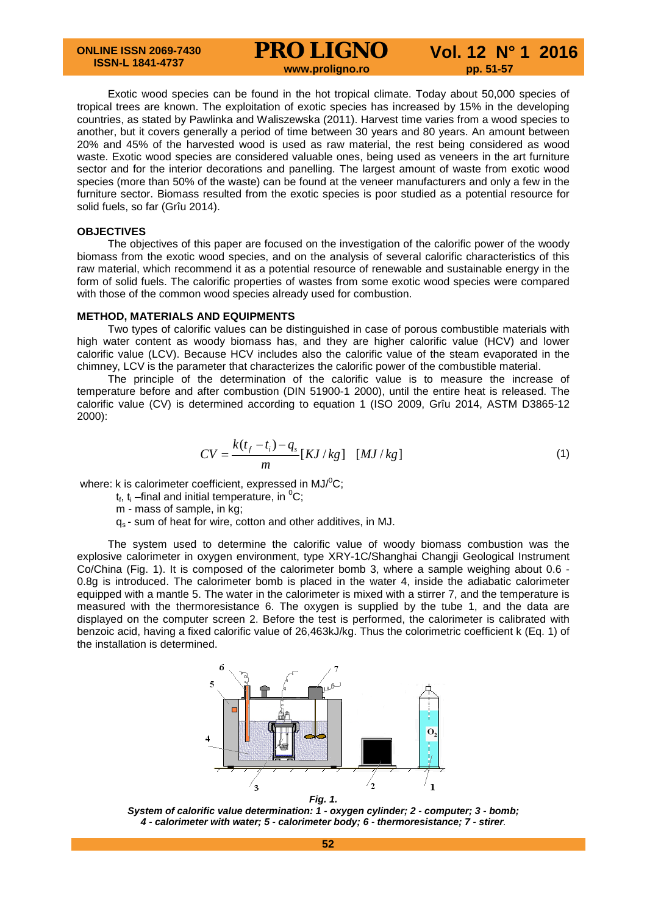Exotic wood species can be found in the hot tropical climate. Today about 50,000 species of tropical trees are known. The exploitation of exotic species has increased by 15% in the developing countries, as stated by Pawlinka and Waliszewska (2011). Harvest time varies from a wood species to another, but it covers generally a period of time between 30 years and 80 years. An amount between 20% and 45% of the harvested wood is used as raw material, the rest being considered as wood waste. Exotic wood species are considered valuable ones, being used as veneers in the art furniture sector and for the interior decorations and panelling. The largest amount of waste from exotic wood species (more than 50% of the waste) can be found at the veneer manufacturers and only a few in the furniture sector. Biomass resulted from the exotic species is poor studied as a potential resource for solid fuels, so far (Grîu 2014).

## OBJECTIVES

The objectives of this paper are focused on the investigation of the calorific power of the woody biomass from the exotic wood species, and on the analysis of several calorific characteristics of this raw material, which recommend it as a potential resource of renewable and sustainable energy in the form of solid fuels. The calorific properties of wastes from some exotic wood species were compared with those of the common wood species already used for combustion.

## METHOD, MATERIALS AND EQUIPMENTS

Two types of calorific values can be distinguished in case of porous combustible materials with high water content as woody biomass has, and they are higher calorific value (HCV) and lower calorific value (LCV). Because HCV includes also the calorific value of the steam evaporated in the chimney, LCV is the parameter that characterizes the calorific power of the combustible material.

The principle of the determination of the calorific value is to measure the increase of temperature before and after combustion (DIN 51900-1 2000), until the entire heat is released. The calorific value (CV) is determined according to equation 1 (ISO 2009, Grîu 2014, ASTM D3865-12 2000):

$$CV = \frac{k(t_f - t_i) - q_s}{m} [KJ/kg] \quad [MJ/kg] \tag{1}$$

where: k is calorimeter coefficient, expressed in MJ/$^0$C;

$t_f$, $t_i$ –final and initial temperature, in $^0$C;

m - mass of sample, in kg;

$q_s$ - sum of heat for wire, cotton and other additives, in MJ.

The system used to determine the calorific value of woody biomass combustion was the explosive calorimeter in oxygen environment, type XRY-1C/Shanghai Changji Geological Instrument Co/China (Fig. 1). It is composed of the calorimeter bomb 3, where a sample weighing about 0.6 - 0.8g is introduced. The calorimeter bomb is placed in the water 4, inside the adiabatic calorimeter equipped with a mantle 5. The water in the calorimeter is mixed with a stirrer 7, and the temperature is measured with the thermoresistance 6. The oxygen is supplied by the tube 1, and the data are displayed on the computer screen 2. Before the test is performed, the calorimeter is calibrated with benzoic acid, having a fixed calorific value of 26,463kJ/kg. Thus the colorimetric coefficient k (Eq. 1) of the installation is determined.

6 7 5 4 3 2 1 $O_2$

***Fig. 1.***
***System of calorific value determination: 1 - oxygen cylinder; 2 - computer; 3 - bomb; 4 - calorimeter with water; 5 - calorimeter body; 6 - thermoresistance; 7 - stirer.***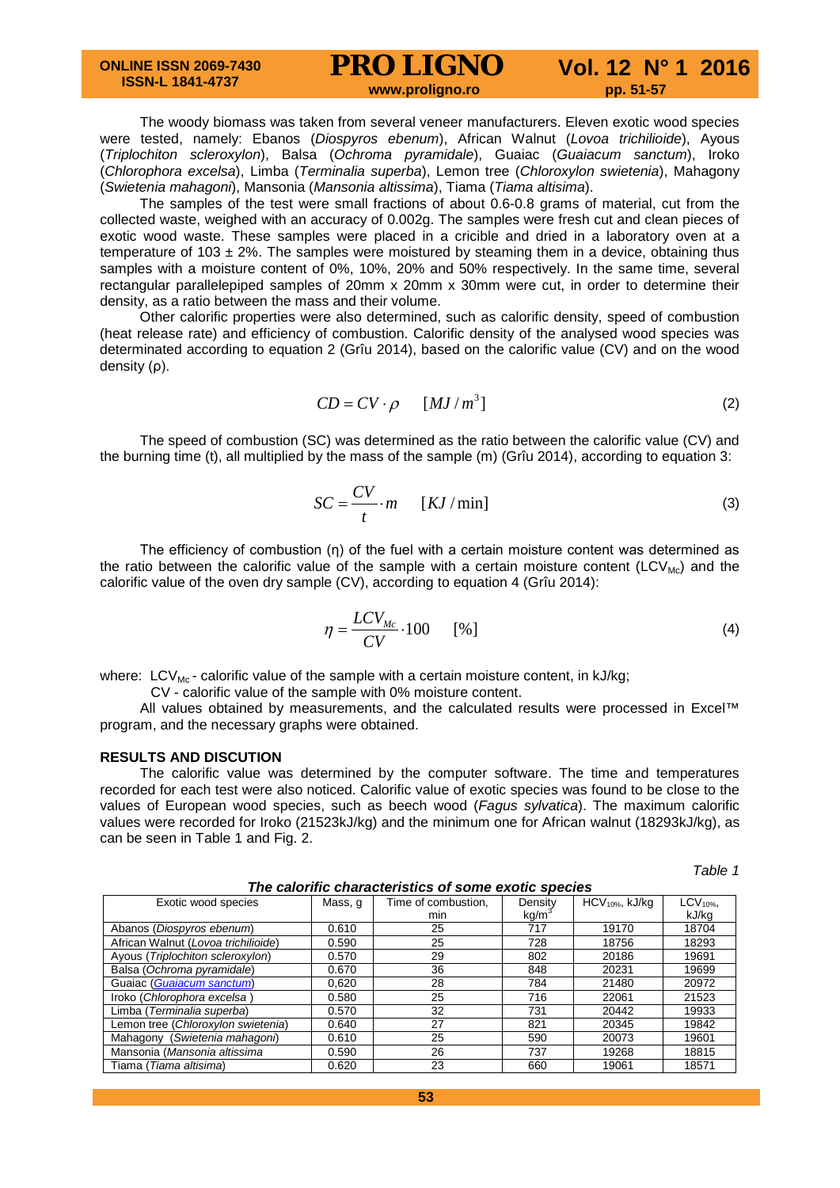The woody biomass was taken from several veneer manufacturers. Eleven exotic wood species were tested, namely: Ebanos (*Diospyros ebenum*), African Walnut (*Lovoa trichilioide*), Ayous (*Triplochiton scleroxylon*), Balsa (*Ochroma pyramidale*), Guaiac (*Guaiacum sanctum*), Iroko (*Chlorophora excelsa*), Limba (*Terminalia superba*), Lemon tree (*Chloroxylon swietenia*), Mahagony (*Swietenia mahagoni*), Mansonia (*Mansonia altissima*), Tiama (*Tiama altisima*).

The samples of the test were small fractions of about 0.6-0.8 grams of material, cut from the collected waste, weighed with an accuracy of 0.002g. The samples were fresh cut and clean pieces of exotic wood waste. These samples were placed in a cricible and dried in a laboratory oven at a temperature of 103 ± 2%. The samples were moistured by steaming them in a device, obtaining thus samples with a moisture content of 0%, 10%, 20% and 50% respectively. In the same time, several rectangular parallelepiped samples of 20mm x 20mm x 30mm were cut, in order to determine their density, as a ratio between the mass and their volume.

Other calorific properties were also determined, such as calorific density, speed of combustion (heat release rate) and efficiency of combustion. Calorific density of the analysed wood species was determinated according to equation 2 (Grîu 2014), based on the calorific value (CV) and on the wood density (ρ).

$$CD = CV \cdot \rho \quad [MJ/m^3] \tag{2}$$

The speed of combustion (SC) was determined as the ratio between the calorific value (CV) and the burning time (t), all multiplied by the mass of the sample (m) (Grîu 2014), according to equation 3:

$$SC = \frac{CV}{t} \cdot m \quad [KJ/\min] \tag{3}$$

The efficiency of combustion (η) of the fuel with a certain moisture content was determined as the ratio between the calorific value of the sample with a certain moisture content ($LCV_{Mc}$) and the calorific value of the oven dry sample (CV), according to equation 4 (Grîu 2014):

$$\eta = \frac{LCV_{Mc}}{CV} \cdot 100 \quad [\%] \tag{4}$$

where: $LCV_{Mc}$ - calorific value of the sample with a certain moisture content, in kJ/kg;

CV - calorific value of the sample with 0% moisture content.

All values obtained by measurements, and the calculated results were processed in Excel™ program, and the necessary graphs were obtained.

## RESULTS AND DISCUTION

The calorific value was determined by the computer software. The time and temperatures recorded for each test were also noticed. Calorific value of exotic species was found to be close to the values of European wood species, such as beech wood (*Fagus sylvatica*). The maximum calorific values were recorded for Iroko (21523kJ/kg) and the minimum one for African walnut (18293kJ/kg), as can be seen in Table 1 and Fig. 2.

*Table 1*

***The calorific characteristics of some exotic species***

| Exotic wood species | Mass, g | Time of combustion, min | Density kg/m³ | $HCV_{10\%}$, kJ/kg | $LCV_{10\%}$, kJ/kg |
|---|---|---|---|---|---|
| Abanos (*Diospyros ebenum*) | 0.610 | 25 | 717 | 19170 | 18704 |
| African Walnut (*Lovoa trichilioide*) | 0.590 | 25 | 728 | 18756 | 18293 |
| Ayous (*Triplochiton scleroxylon*) | 0.570 | 29 | 802 | 20186 | 19691 |
| Balsa (*Ochroma pyramidale*) | 0.670 | 36 | 848 | 20231 | 19699 |
| Guaiac (*Guaiacum sanctum*) | 0,620 | 28 | 784 | 21480 | 20972 |
| Iroko (*Chlorophora excelsa* ) | 0.580 | 25 | 716 | 22061 | 21523 |
| Limba (*Terminalia superba*) | 0.570 | 32 | 731 | 20442 | 19933 |
| Lemon tree (*Chloroxylon swietenia*) | 0.640 | 27 | 821 | 20345 | 19842 |
| Mahagony (*Swietenia mahagoni*) | 0.610 | 25 | 590 | 20073 | 19601 |
| Mansonia (*Mansonia altissima* | 0.590 | 26 | 737 | 19268 | 18815 |
| Tiama (*Tiama altisima*) | 0.620 | 23 | 660 | 19061 | 18571 |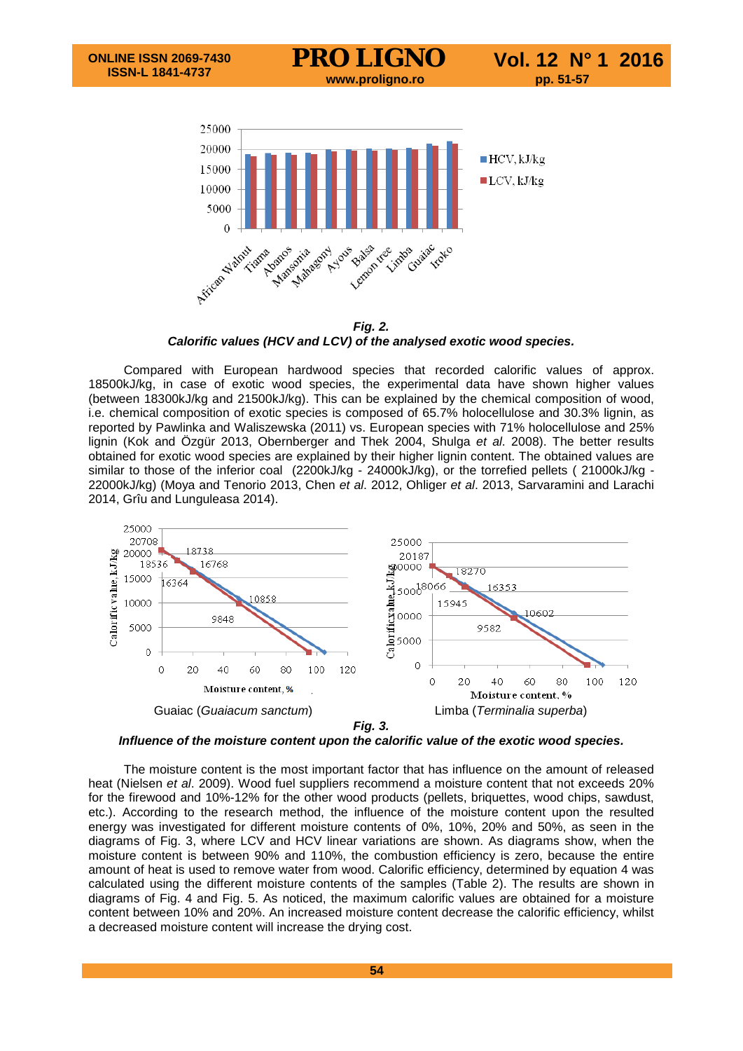25000
20000
15000
10000
5000
0

African Walnut
Tiama
Abanos
Mansonia
Mahagony
Ayous
Balsa
Lemon tree
Limba
Guaiac
Iroko

HCV, kJ/kg
LCV, kJ/kg

***Fig. 2.***
***Calorific values (HCV and LCV) of the analysed exotic wood species.***

Compared with European hardwood species that recorded calorific values of approx. 18500kJ/kg, in case of exotic wood species, the experimental data have shown higher values (between 18300kJ/kg and 21500kJ/kg). This can be explained by the chemical composition of wood, i.e. chemical composition of exotic species is composed of 65.7% holocellulose and 30.3% lignin, as reported by Pawlinka and Waliszewska (2011) vs. European species with 71% holocellulose and 25% lignin (Kok and Özgür 2013, Obernberger and Thek 2004, Shulga *et al*. 2008). The better results obtained for exotic wood species are explained by their higher lignin content. The obtained values are similar to those of the inferior coal (2200kJ/kg - 24000kJ/kg), or the torrefied pellets ( 21000kJ/kg - 22000kJ/kg) (Moya and Tenorio 2013, Chen *et al*. 2012, Ohliger *et al*. 2013, Sarvaramini and Larachi 2014, Grîu and Lunguleasa 2014).

Calorific value, kJ/kg
25000
20708
20000
18738
18536
16768
15000
16364
10000
10858
9848
5000
0
0 20 40 60 80 100 120
Moisture content, %

Guaiac (*Guaiacum sanctum*)

Calorific value, kJ/kg
25000
20187
20000
18270
18066
16353
15000
15945
10000
10602
9582
5000
0
0 20 40 60 80 100 120
Moisture content, %

Limba (*Terminalia superba*)

***Fig. 3.***
***Influence of the moisture content upon the calorific value of the exotic wood species.***

The moisture content is the most important factor that has influence on the amount of released heat (Nielsen *et al*. 2009). Wood fuel suppliers recommend a moisture content that not exceeds 20% for the firewood and 10%-12% for the other wood products (pellets, briquettes, wood chips, sawdust, etc.). According to the research method, the influence of the moisture content upon the resulted energy was investigated for different moisture contents of 0%, 10%, 20% and 50%, as seen in the diagrams of Fig. 3, where LCV and HCV linear variations are shown. As diagrams show, when the moisture content is between 90% and 110%, the combustion efficiency is zero, because the entire amount of heat is used to remove water from wood. Calorific efficiency, determined by equation 4 was calculated using the different moisture contents of the samples (Table 2). The results are shown in diagrams of Fig. 4 and Fig. 5. As noticed, the maximum calorific values are obtained for a moisture content between 10% and 20%. An increased moisture content decrease the calorific efficiency, whilst a decreased moisture content will increase the drying cost.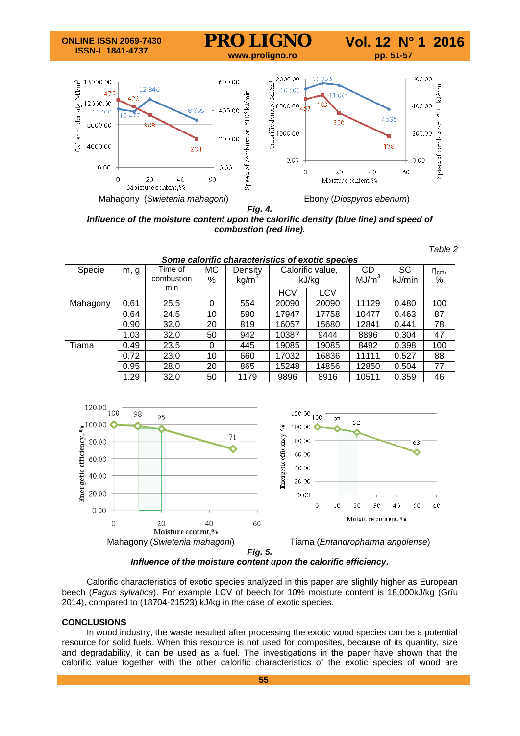Calorific density, MJ/m³
16000.00
12000.00
8000.00
4000.00
0.00
475
428
368
204
12 846
11 001
10 477
8 899
600.00
400.00
200.00
0.00
Speed of combustion, *10³ kJ/min
0
20
40
60
Moisture content, %

Mahagony (*Swietenia mahagoni*)

Calorific density, MJ/m³
12000.00
8000.00
4000.00
0.00
11 356
10 501
11 066
433
483
350
7 535
178
600.00
400.00
200.00
0.00
Speed of combustion, *10³ kJ/min
0
20
40
60
Moisture content, %

Ebony (*Diospyros ebenum*)

***Fig. 4.***
***Influence of the moisture content upon the calorific density (blue line) and speed of combustion (red line).***

*Table 2*

***Some calorific characteristics of exotic species***

| Specie | m, g | Time of combustion min | MC % | Density kg/m³ | Calorific value, kJ/kg | | CD MJ/m³ | SC kJ/min | $\eta_{cm}$, % |
|---|---|---|---|---|---|---|---|---|---|
| | | | | | HCV | LCV | | | |
| Mahagony | 0.61 | 25.5 | 0 | 554 | 20090 | 20090 | 11129 | 0.480 | 100 |
| | 0.64 | 24.5 | 10 | 590 | 17947 | 17758 | 10477 | 0.463 | 87 |
| | 0.90 | 32.0 | 20 | 819 | 16057 | 15680 | 12841 | 0.441 | 78 |
| | 1.03 | 32.0 | 50 | 942 | 10387 | 9444 | 8896 | 0.304 | 47 |
| Tiama | 0.49 | 23.5 | 0 | 445 | 19085 | 19085 | 8492 | 0.398 | 100 |
| | 0.72 | 23.0 | 10 | 660 | 17032 | 16836 | 11111 | 0.527 | 88 |
| | 0.95 | 28.0 | 20 | 865 | 15248 | 14856 | 12850 | 0.504 | 77 |
| | 1.29 | 32.0 | 50 | 1179 | 9896 | 8916 | 10511 | 0.359 | 46 |

Energetic efficiency, %
120.00
100.00
80.00
60.00
40.00
20.00
0.00
100
98
95
71
0
20
40
60
Moisture content,%

Mahagony (*Swietenia mahagoni*)

Energetic efficiency, %
120.00
100.00
80.00
60.00
40.00
20.00
0.00
100
97
92
63
0
10
20
30
40
50
60
Moisture content, %

Tiama (*Entandropharma angolense*)

***Fig. 5.***
***Influence of the moisture content upon the calorific efficiency.***

Calorific characteristics of exotic species analyzed in this paper are slightly higher as European beech (*Fagus sylvatica*). For example LCV of beech for 10% moisture content is 18,000kJ/kg (Grîu 2014), compared to (18704-21523) kJ/kg in the case of exotic species.

## CONCLUSIONS

In wood industry, the waste resulted after processing the exotic wood species can be a potential resource for solid fuels. When this resource is not used for composites, because of its quantity, size and degradability, it can be used as a fuel. The investigations in the paper have shown that the calorific value together with the other calorific characteristics of the exotic species of wood are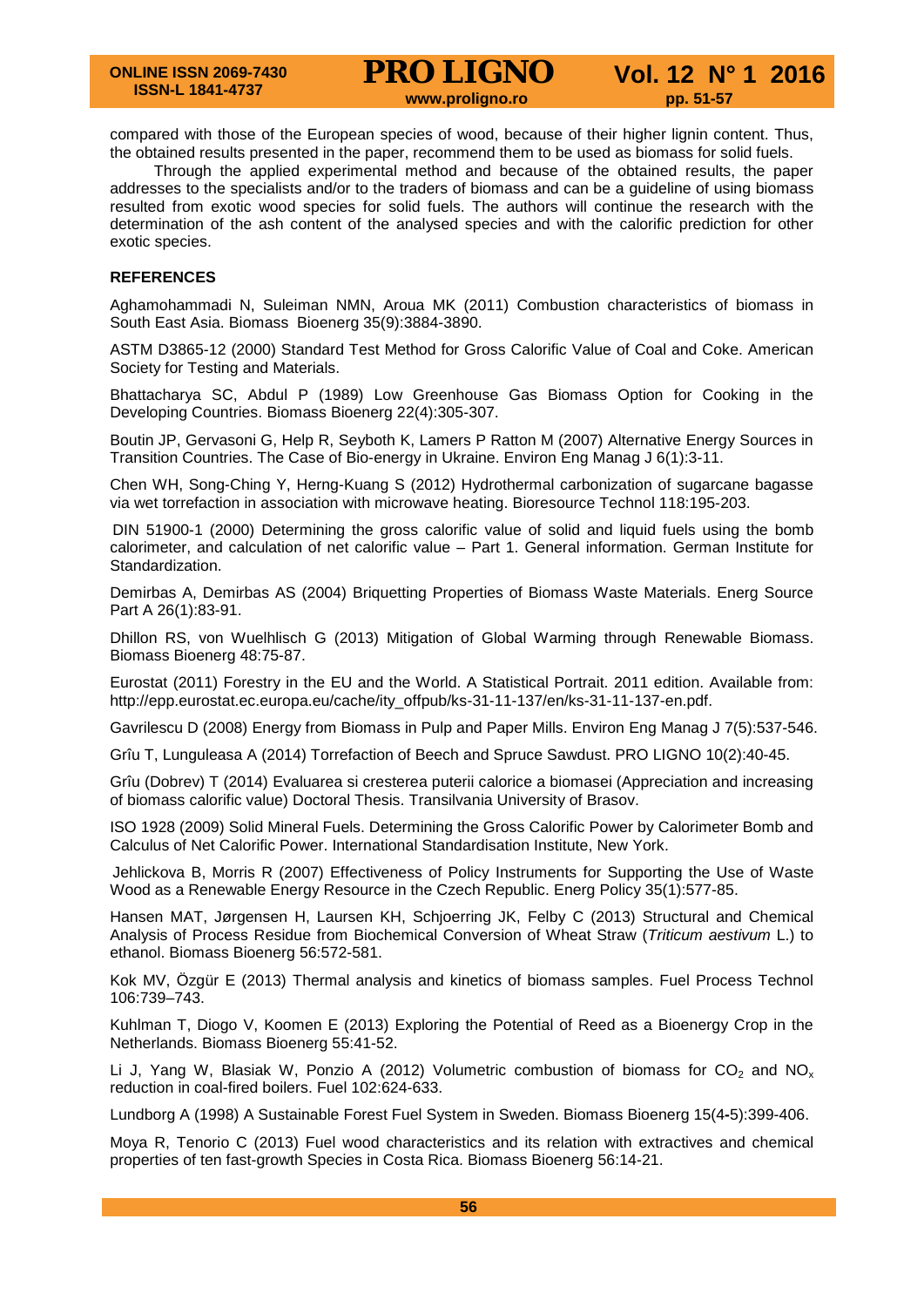compared with those of the European species of wood, because of their higher lignin content. Thus, the obtained results presented in the paper, recommend them to be used as biomass for solid fuels.

Through the applied experimental method and because of the obtained results, the paper addresses to the specialists and/or to the traders of biomass and can be a guideline of using biomass resulted from exotic wood species for solid fuels. The authors will continue the research with the determination of the ash content of the analysed species and with the calorific prediction for other exotic species.

### REFERENCES

Aghamohammadi N, Suleiman NMN, Aroua MK (2011) Combustion characteristics of biomass in South East Asia. Biomass Bioenerg 35(9):3884-3890.

ASTM D3865-12 (2000) Standard Test Method for Gross Calorific Value of Coal and Coke. American Society for Testing and Materials.

Bhattacharya SC, Abdul P (1989) Low Greenhouse Gas Biomass Option for Cooking in the Developing Countries. Biomass Bioenerg 22(4):305-307.

Boutin JP, Gervasoni G, Help R, Seyboth K, Lamers P Ratton M (2007) Alternative Energy Sources in Transition Countries. The Case of Bio-energy in Ukraine. Environ Eng Manag J 6(1):3-11.

Chen WH, Song-Ching Y, Herng-Kuang S (2012) Hydrothermal carbonization of sugarcane bagasse via wet torrefaction in association with microwave heating. Bioresource Technol 118:195-203.

DIN 51900-1 (2000) Determining the gross calorific value of solid and liquid fuels using the bomb calorimeter, and calculation of net calorific value – Part 1. General information. German Institute for Standardization.

Demirbas A, Demirbas AS (2004) Briquetting Properties of Biomass Waste Materials. Energ Source Part A 26(1):83-91.

Dhillon RS, von Wuelhlisch G (2013) Mitigation of Global Warming through Renewable Biomass. Biomass Bioenerg 48:75-87.

Eurostat (2011) Forestry in the EU and the World. A Statistical Portrait. 2011 edition. Available from: http://epp.eurostat.ec.europa.eu/cache/ity_offpub/ks-31-11-137/en/ks-31-11-137-en.pdf.

Gavrilescu D (2008) Energy from Biomass in Pulp and Paper Mills. Environ Eng Manag J 7(5):537-546.

Grîu T, Lunguleasa A (2014) Torrefaction of Beech and Spruce Sawdust. PRO LIGNO 10(2):40-45.

Grîu (Dobrev) T (2014) Evaluarea si cresterea puterii calorice a biomasei (Appreciation and increasing of biomass calorific value) Doctoral Thesis. Transilvania University of Brasov.

ISO 1928 (2009) Solid Mineral Fuels. Determining the Gross Calorific Power by Calorimeter Bomb and Calculus of Net Calorific Power. International Standardisation Institute, New York.

Jehlickova B, Morris R (2007) Effectiveness of Policy Instruments for Supporting the Use of Waste Wood as a Renewable Energy Resource in the Czech Republic. Energ Policy 35(1):577-85.

Hansen MAT, Jørgensen H, Laursen KH, Schjoerring JK, Felby C (2013) Structural and Chemical Analysis of Process Residue from Biochemical Conversion of Wheat Straw (*Triticum aestivum* L.) to ethanol. Biomass Bioenerg 56:572-581.

Kok MV, Özgür E (2013) Thermal analysis and kinetics of biomass samples. Fuel Process Technol 106:739–743.

Kuhlman T, Diogo V, Koomen E (2013) Exploring the Potential of Reed as a Bioenergy Crop in the Netherlands. Biomass Bioenerg 55:41-52.

Li J, Yang W, Blasiak W, Ponzio A (2012) Volumetric combustion of biomass for $CO_2$ and $NO_x$ reduction in coal-fired boilers. Fuel 102:624-633.

Lundborg A (1998) A Sustainable Forest Fuel System in Sweden. Biomass Bioenerg 15(4-5):399-406.

Moya R, Tenorio C (2013) Fuel wood characteristics and its relation with extractives and chemical properties of ten fast-growth Species in Costa Rica. Biomass Bioenerg 56:14-21.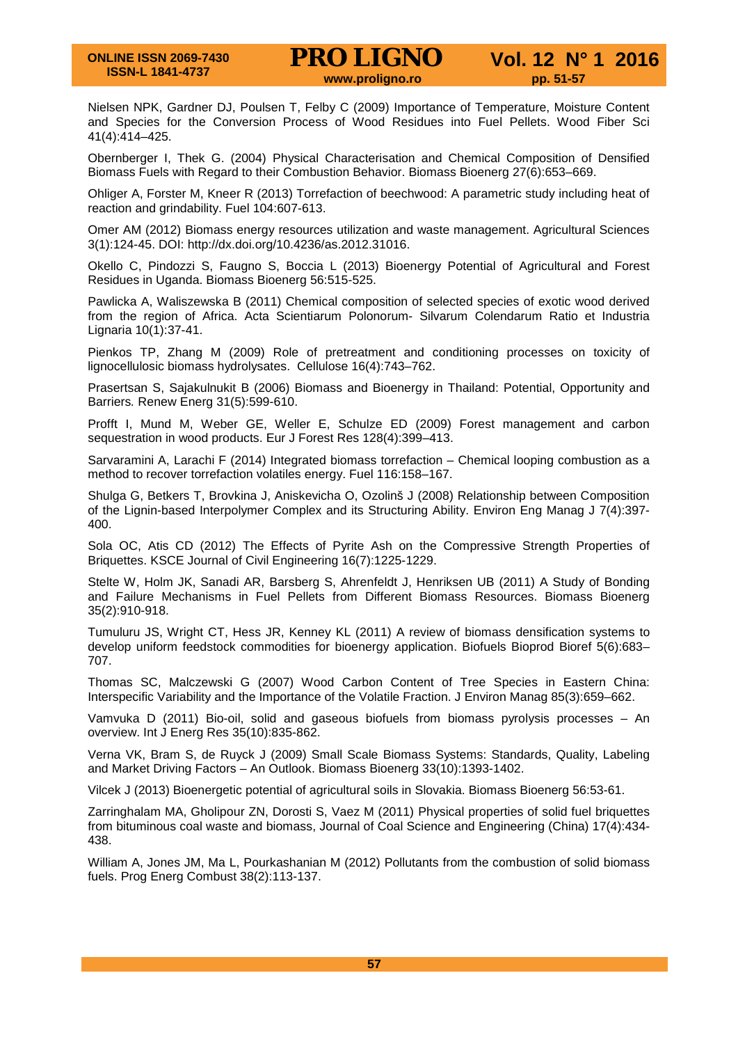Nielsen NPK, Gardner DJ, Poulsen T, Felby C (2009) Importance of Temperature, Moisture Content and Species for the Conversion Process of Wood Residues into Fuel Pellets. Wood Fiber Sci 41(4):414–425.

Obernberger I, Thek G. (2004) Physical Characterisation and Chemical Composition of Densified Biomass Fuels with Regard to their Combustion Behavior. Biomass Bioenerg 27(6):653–669.

Ohliger A, Forster M, Kneer R (2013) Torrefaction of beechwood: A parametric study including heat of reaction and grindability. Fuel 104:607-613.

Omer AM (2012) Biomass energy resources utilization and waste management. Agricultural Sciences 3(1):124-45. DOI: http://dx.doi.org/10.4236/as.2012.31016.

Okello C, Pindozzi S, Faugno S, Boccia L (2013) Bioenergy Potential of Agricultural and Forest Residues in Uganda. Biomass Bioenerg 56:515-525.

Pawlicka A, Waliszewska B (2011) Chemical composition of selected species of exotic wood derived from the region of Africa. Acta Scientiarum Polonorum- Silvarum Colendarum Ratio et Industria Lignaria 10(1):37-41.

Pienkos TP, Zhang M (2009) Role of pretreatment and conditioning processes on toxicity of lignocellulosic biomass hydrolysates. Cellulose 16(4):743–762.

Prasertsan S, Sajakulnukit B (2006) Biomass and Bioenergy in Thailand: Potential, Opportunity and Barriers. Renew Energ 31(5):599-610.

Profft I, Mund M, Weber GE, Weller E, Schulze ED (2009) Forest management and carbon sequestration in wood products. Eur J Forest Res 128(4):399–413.

Sarvaramini A, Larachi F (2014) Integrated biomass torrefaction – Chemical looping combustion as a method to recover torrefaction volatiles energy. Fuel 116:158–167.

Shulga G, Betkers T, Brovkina J, Aniskevicha O, Ozolinš J (2008) Relationship between Composition of the Lignin-based Interpolymer Complex and its Structuring Ability. Environ Eng Manag J 7(4):397-400.

Sola OC, Atis CD (2012) The Effects of Pyrite Ash on the Compressive Strength Properties of Briquettes. KSCE Journal of Civil Engineering 16(7):1225-1229.

Stelte W, Holm JK, Sanadi AR, Barsberg S, Ahrenfeldt J, Henriksen UB (2011) A Study of Bonding and Failure Mechanisms in Fuel Pellets from Different Biomass Resources. Biomass Bioenerg 35(2):910-918.

Tumuluru JS, Wright CT, Hess JR, Kenney KL (2011) A review of biomass densification systems to develop uniform feedstock commodities for bioenergy application. Biofuels Bioprod Bioref 5(6):683–707.

Thomas SC, Malczewski G (2007) Wood Carbon Content of Tree Species in Eastern China: Interspecific Variability and the Importance of the Volatile Fraction. J Environ Manag 85(3):659–662.

Vamvuka D (2011) Bio-oil, solid and gaseous biofuels from biomass pyrolysis processes – An overview. Int J Energ Res 35(10):835-862.

Verna VK, Bram S, de Ruyck J (2009) Small Scale Biomass Systems: Standards, Quality, Labeling and Market Driving Factors – An Outlook. Biomass Bioenerg 33(10):1393-1402.

Vilcek J (2013) Bioenergetic potential of agricultural soils in Slovakia. Biomass Bioenerg 56:53-61.

Zarringhalam MA, Gholipour ZN, Dorosti S, Vaez M (2011) Physical properties of solid fuel briquettes from bituminous coal waste and biomass, Journal of Coal Science and Engineering (China) 17(4):434-438.

William A, Jones JM, Ma L, Pourkashanian M (2012) Pollutants from the combustion of solid biomass fuels. Prog Energ Combust 38(2):113-137.